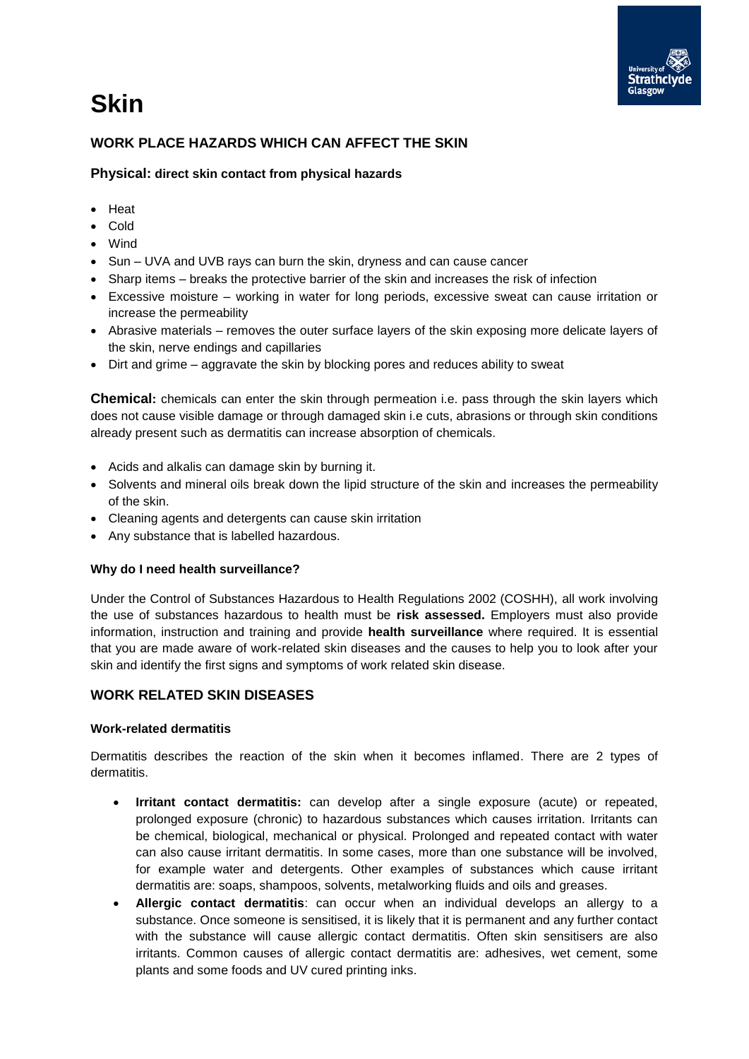# Skin

## WORK PLACE HAZARDS WHICH CAN AFFECT THE SKIN

### Physical: direct skin contact from physical hazards

- Heat
- Cold
- Wind
- Sun – UVA and UVB rays can burn the skin, dryness and can cause cancer
- Sharp items – breaks the protective barrier of the skin and increases the risk of infection
- Excessive moisture – working in water for long periods, excessive sweat can cause irritation or increase the permeability
- Abrasive materials – removes the outer surface layers of the skin exposing more delicate layers of the skin, nerve endings and capillaries
- Dirt and grime – aggravate the skin by blocking pores and reduces ability to sweat

**Chemical:** chemicals can enter the skin through permeation i.e. pass through the skin layers which does not cause visible damage or through damaged skin i.e cuts, abrasions or through skin conditions already present such as dermatitis can increase absorption of chemicals.

- Acids and alkalis can damage skin by burning it.
- Solvents and mineral oils break down the lipid structure of the skin and increases the permeability of the skin.
- Cleaning agents and detergents can cause skin irritation
- Any substance that is labelled hazardous.

#### Why do I need health surveillance?

Under the Control of Substances Hazardous to Health Regulations 2002 (COSHH), all work involving the use of substances hazardous to health must be **risk assessed.** Employers must also provide information, instruction and training and provide **health surveillance** where required. It is essential that you are made aware of work-related skin diseases and the causes to help you to look after your skin and identify the first signs and symptoms of work related skin disease.

## WORK RELATED SKIN DISEASES

#### Work-related dermatitis

Dermatitis describes the reaction of the skin when it becomes inflamed. There are 2 types of dermatitis.

- **Irritant contact dermatitis:** can develop after a single exposure (acute) or repeated, prolonged exposure (chronic) to hazardous substances which causes irritation. Irritants can be chemical, biological, mechanical or physical. Prolonged and repeated contact with water can also cause irritant dermatitis. In some cases, more than one substance will be involved, for example water and detergents. Other examples of substances which cause irritant dermatitis are: soaps, shampoos, solvents, metalworking fluids and oils and greases.
- **Allergic contact dermatitis**: can occur when an individual develops an allergy to a substance. Once someone is sensitised, it is likely that it is permanent and any further contact with the substance will cause allergic contact dermatitis. Often skin sensitisers are also irritants. Common causes of allergic contact dermatitis are: adhesives, wet cement, some plants and some foods and UV cured printing inks.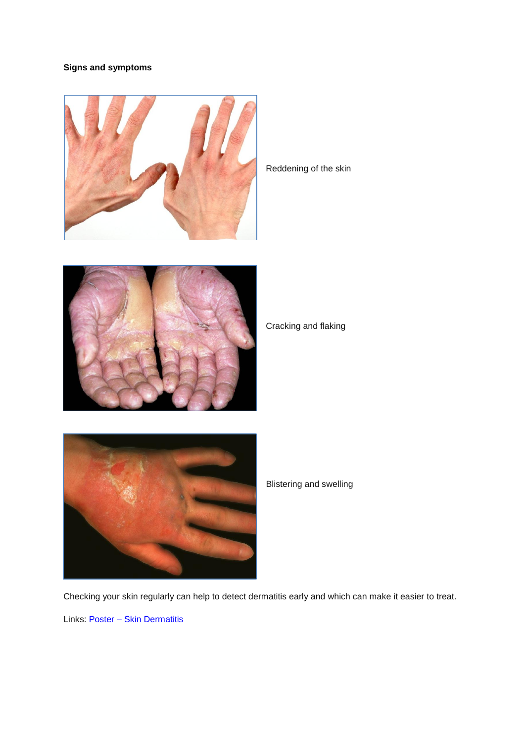**Signs and symptoms**

Reddening of the skin

Cracking and flaking

Blistering and swelling

Checking your skin regularly can help to detect dermatitis early and which can make it easier to treat.

Links: Poster – Skin Dermatitis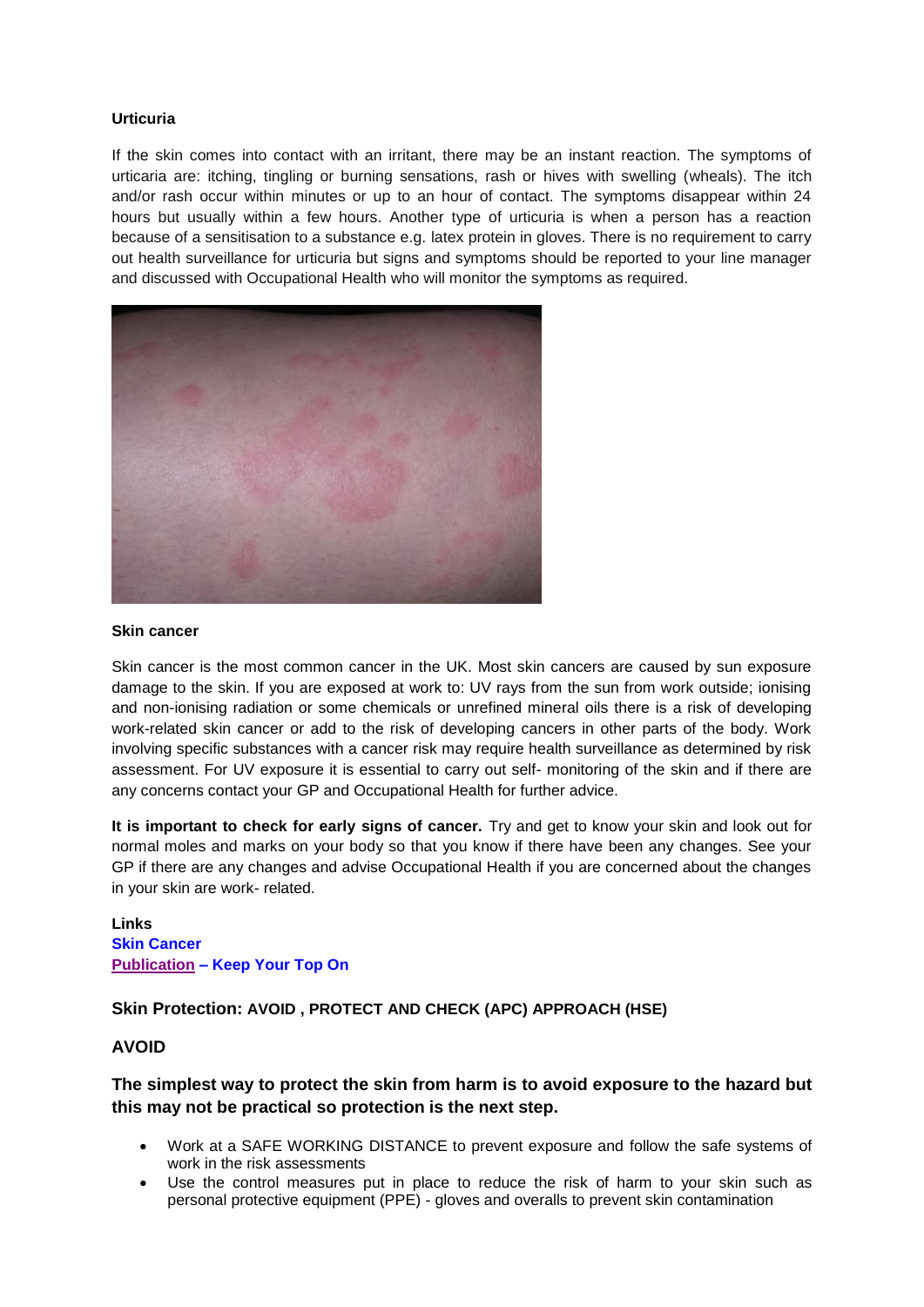**Urticuria**

If the skin comes into contact with an irritant, there may be an instant reaction. The symptoms of urticaria are: itching, tingling or burning sensations, rash or hives with swelling (wheals). The itch and/or rash occur within minutes or up to an hour of contact. The symptoms disappear within 24 hours but usually within a few hours. Another type of urticuria is when a person has a reaction because of a sensitisation to a substance e.g. latex protein in gloves. There is no requirement to carry out health surveillance for urticuria but signs and symptoms should be reported to your line manager and discussed with Occupational Health who will monitor the symptoms as required.

**Skin cancer**

Skin cancer is the most common cancer in the UK. Most skin cancers are caused by sun exposure damage to the skin. If you are exposed at work to: UV rays from the sun from work outside; ionising and non-ionising radiation or some chemicals or unrefined mineral oils there is a risk of developing work-related skin cancer or add to the risk of developing cancers in other parts of the body. Work involving specific substances with a cancer risk may require health surveillance as determined by risk assessment. For UV exposure it is essential to carry out self- monitoring of the skin and if there are any concerns contact your GP and Occupational Health for further advice.

**It is important to check for early signs of cancer.** Try and get to know your skin and look out for normal moles and marks on your body so that you know if there have been any changes. See your GP if there are any changes and advise Occupational Health if you are concerned about the changes in your skin are work- related.

**Links**
**Skin Cancer**
**Publication – Keep Your Top On**

### Skin Protection: AVOID , PROTECT AND CHECK (APC) APPROACH (HSE)

### AVOID

### The simplest way to protect the skin from harm is to avoid exposure to the hazard but this may not be practical so protection is the next step.

- Work at a SAFE WORKING DISTANCE to prevent exposure and follow the safe systems of work in the risk assessments
- Use the control measures put in place to reduce the risk of harm to your skin such as personal protective equipment (PPE) - gloves and overalls to prevent skin contamination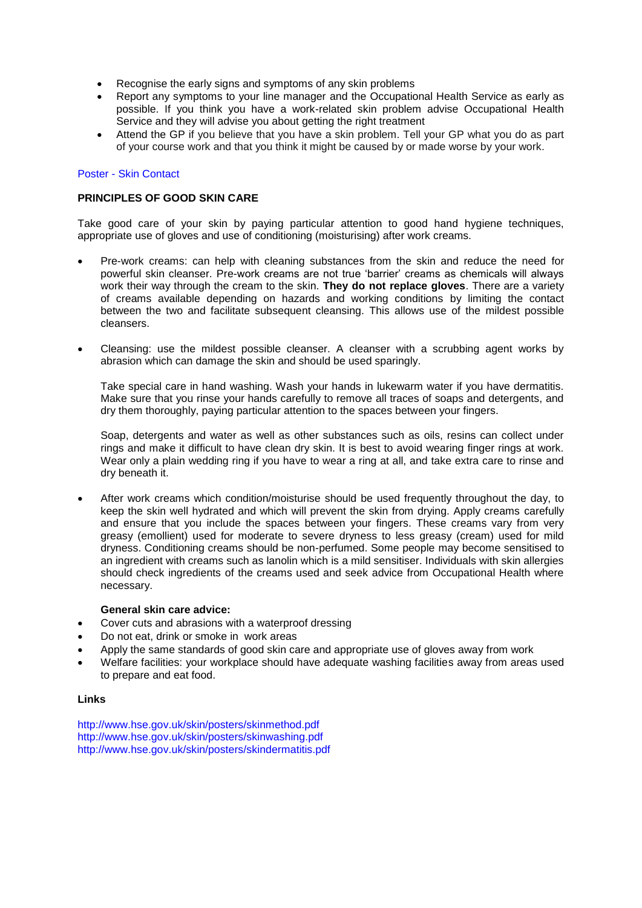- Recognise the early signs and symptoms of any skin problems
- Report any symptoms to your line manager and the Occupational Health Service as early as possible. If you think you have a work-related skin problem advise Occupational Health Service and they will advise you about getting the right treatment
- Attend the GP if you believe that you have a skin problem. Tell your GP what you do as part of your course work and that you think it might be caused by or made worse by your work.

Poster - Skin Contact

**PRINCIPLES OF GOOD SKIN CARE**

Take good care of your skin by paying particular attention to good hand hygiene techniques, appropriate use of gloves and use of conditioning (moisturising) after work creams.

- Pre-work creams: can help with cleaning substances from the skin and reduce the need for powerful skin cleanser. Pre-work creams are not true 'barrier' creams as chemicals will always work their way through the cream to the skin. **They do not replace gloves**. There are a variety of creams available depending on hazards and working conditions by limiting the contact between the two and facilitate subsequent cleansing. This allows use of the mildest possible cleansers.

- Cleansing: use the mildest possible cleanser. A cleanser with a scrubbing agent works by abrasion which can damage the skin and should be used sparingly.

  Take special care in hand washing. Wash your hands in lukewarm water if you have dermatitis. Make sure that you rinse your hands carefully to remove all traces of soaps and detergents, and dry them thoroughly, paying particular attention to the spaces between your fingers.

  Soap, detergents and water as well as other substances such as oils, resins can collect under rings and make it difficult to have clean dry skin. It is best to avoid wearing finger rings at work. Wear only a plain wedding ring if you have to wear a ring at all, and take extra care to rinse and dry beneath it.

- After work creams which condition/moisturise should be used frequently throughout the day, to keep the skin well hydrated and which will prevent the skin from drying. Apply creams carefully and ensure that you include the spaces between your fingers. These creams vary from very greasy (emollient) used for moderate to severe dryness to less greasy (cream) used for mild dryness. Conditioning creams should be non-perfumed. Some people may become sensitised to an ingredient with creams such as lanolin which is a mild sensitiser. Individuals with skin allergies should check ingredients of the creams used and seek advice from Occupational Health where necessary.

**General skin care advice:**

- Cover cuts and abrasions with a waterproof dressing
- Do not eat, drink or smoke in work areas
- Apply the same standards of good skin care and appropriate use of gloves away from work
- Welfare facilities: your workplace should have adequate washing facilities away from areas used to prepare and eat food.

**Links**

http://www.hse.gov.uk/skin/posters/skinmethod.pdf
http://www.hse.gov.uk/skin/posters/skinwashing.pdf
http://www.hse.gov.uk/skin/posters/skindermatitis.pdf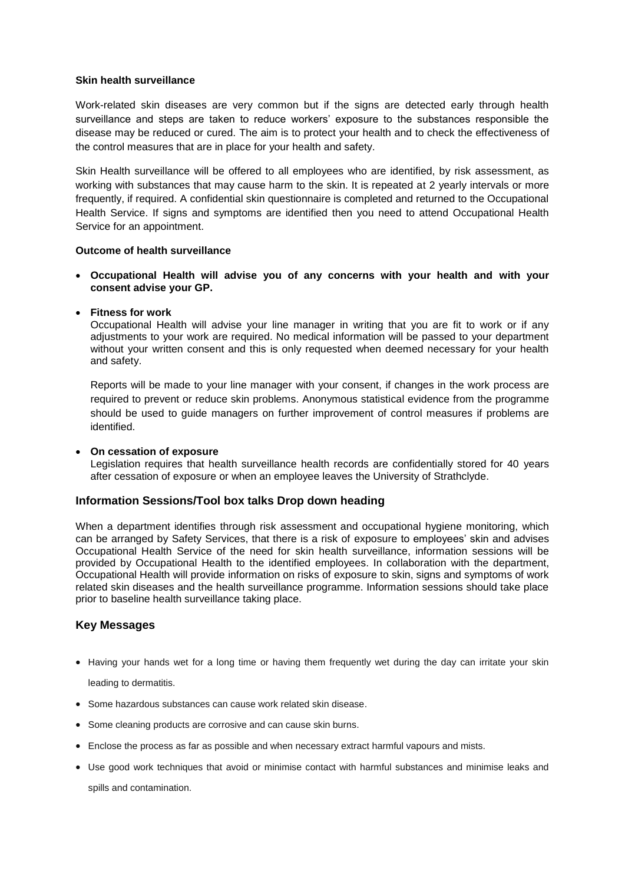**Skin health surveillance**

Work-related skin diseases are very common but if the signs are detected early through health surveillance and steps are taken to reduce workers' exposure to the substances responsible the disease may be reduced or cured. The aim is to protect your health and to check the effectiveness of the control measures that are in place for your health and safety.

Skin Health surveillance will be offered to all employees who are identified, by risk assessment, as working with substances that may cause harm to the skin. It is repeated at 2 yearly intervals or more frequently, if required. A confidential skin questionnaire is completed and returned to the Occupational Health Service. If signs and symptoms are identified then you need to attend Occupational Health Service for an appointment.

**Outcome of health surveillance**

- **Occupational Health will advise you of any concerns with your health and with your consent advise your GP.**
- **Fitness for work**
  Occupational Health will advise your line manager in writing that you are fit to work or if any adjustments to your work are required. No medical information will be passed to your department without your written consent and this is only requested when deemed necessary for your health and safety.

  Reports will be made to your line manager with your consent, if changes in the work process are required to prevent or reduce skin problems. Anonymous statistical evidence from the programme should be used to guide managers on further improvement of control measures if problems are identified.
- **On cessation of exposure**
  Legislation requires that health surveillance health records are confidentially stored for 40 years after cessation of exposure or when an employee leaves the University of Strathclyde.

## Information Sessions/Tool box talks Drop down heading

When a department identifies through risk assessment and occupational hygiene monitoring, which can be arranged by Safety Services, that there is a risk of exposure to employees' skin and advises Occupational Health Service of the need for skin health surveillance, information sessions will be provided by Occupational Health to the identified employees. In collaboration with the department, Occupational Health will provide information on risks of exposure to skin, signs and symptoms of work related skin diseases and the health surveillance programme. Information sessions should take place prior to baseline health surveillance taking place.

## Key Messages

- Having your hands wet for a long time or having them frequently wet during the day can irritate your skin leading to dermatitis.
- Some hazardous substances can cause work related skin disease.
- Some cleaning products are corrosive and can cause skin burns.
- Enclose the process as far as possible and when necessary extract harmful vapours and mists.
- Use good work techniques that avoid or minimise contact with harmful substances and minimise leaks and spills and contamination.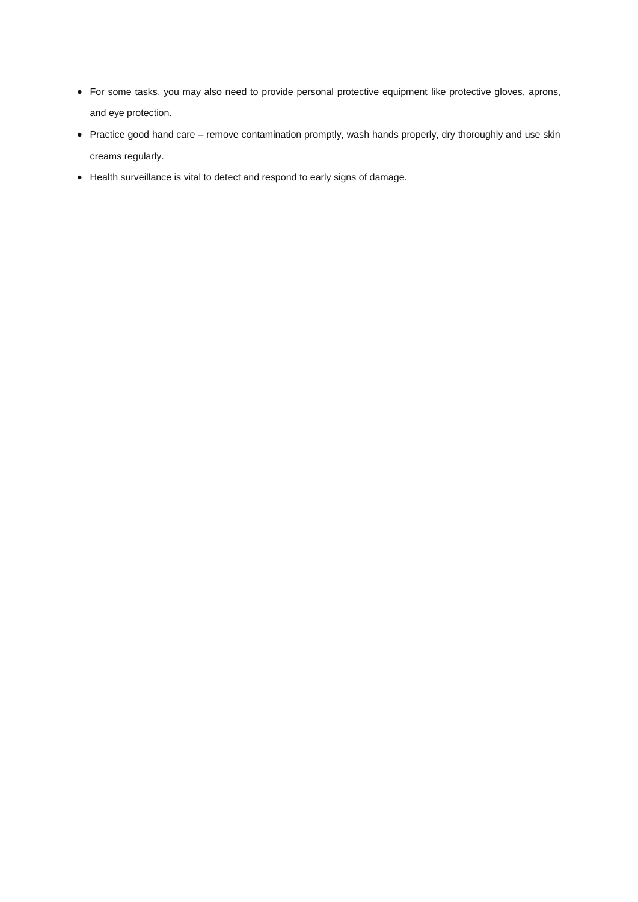- For some tasks, you may also need to provide personal protective equipment like protective gloves, aprons, and eye protection.
- Practice good hand care – remove contamination promptly, wash hands properly, dry thoroughly and use skin creams regularly.
- Health surveillance is vital to detect and respond to early signs of damage.